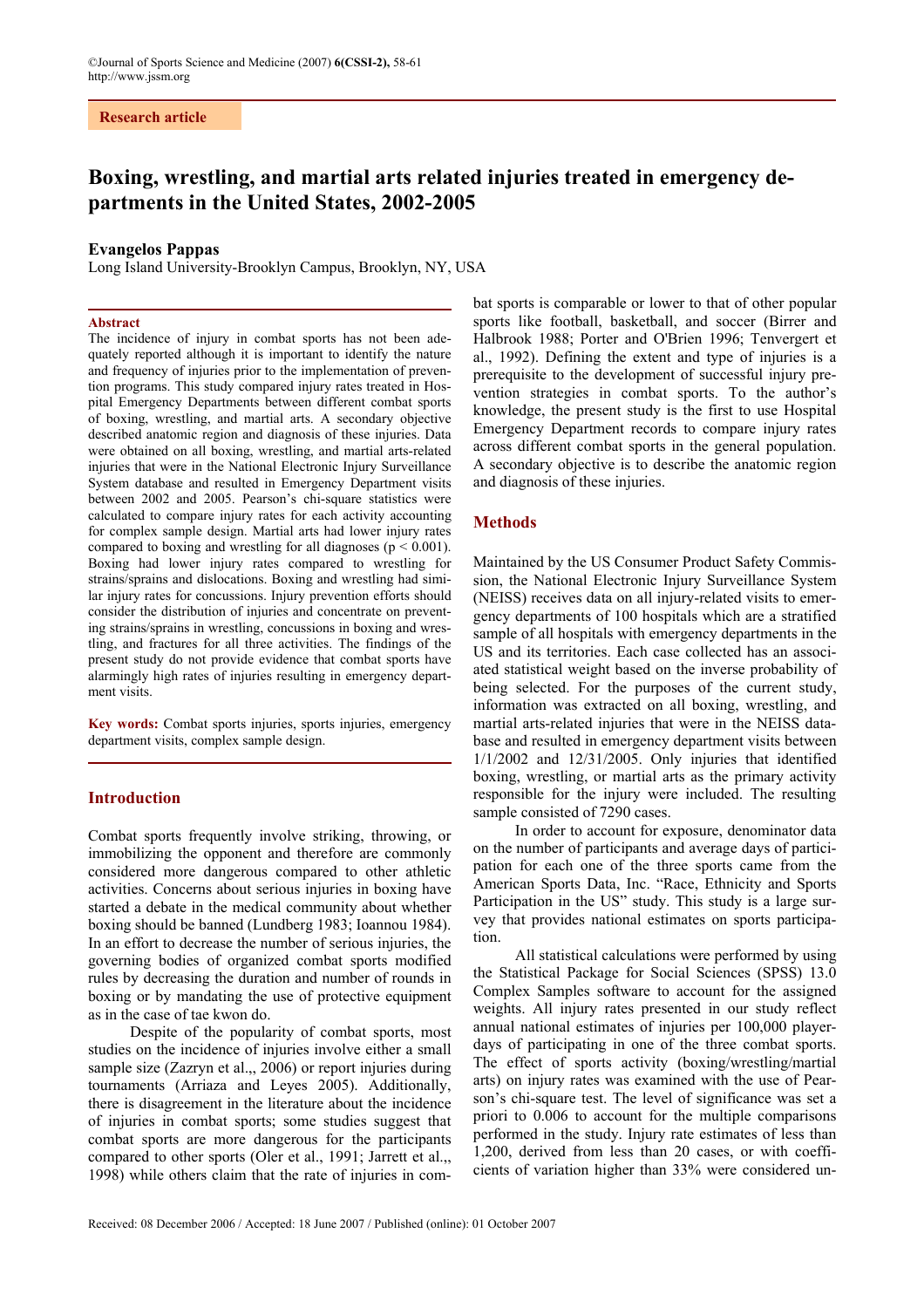Research article

# Boxing, wrestling, and martial arts related injuries treated in emergency departments in the United States, 2002-2005

**Evangelos Pappas**

Long Island University-Brooklyn Campus, Brooklyn, NY, USA

## Abstract

The incidence of injury in combat sports has not been adequately reported although it is important to identify the nature and frequency of injuries prior to the implementation of prevention programs. This study compared injury rates treated in Hospital Emergency Departments between different combat sports of boxing, wrestling, and martial arts. A secondary objective described anatomic region and diagnosis of these injuries. Data were obtained on all boxing, wrestling, and martial arts-related injuries that were in the National Electronic Injury Surveillance System database and resulted in Emergency Department visits between 2002 and 2005. Pearson's chi-square statistics were calculated to compare injury rates for each activity accounting for complex sample design. Martial arts had lower injury rates compared to boxing and wrestling for all diagnoses ($p < 0.001$). Boxing had lower injury rates compared to wrestling for strains/sprains and dislocations. Boxing and wrestling had similar injury rates for concussions. Injury prevention efforts should consider the distribution of injuries and concentrate on preventing strains/sprains in wrestling, concussions in boxing and wrestling, and fractures for all three activities. The findings of the present study do not provide evidence that combat sports have alarmingly high rates of injuries resulting in emergency department visits.

**Key words:** Combat sports injuries, sports injuries, emergency department visits, complex sample design.

## Introduction

Combat sports frequently involve striking, throwing, or immobilizing the opponent and therefore are commonly considered more dangerous compared to other athletic activities. Concerns about serious injuries in boxing have started a debate in the medical community about whether boxing should be banned (Lundberg 1983; Ioannou 1984). In an effort to decrease the number of serious injuries, the governing bodies of organized combat sports modified rules by decreasing the duration and number of rounds in boxing or by mandating the use of protective equipment as in the case of tae kwon do.

Despite of the popularity of combat sports, most studies on the incidence of injuries involve either a small sample size (Zazryn et al.,, 2006) or report injuries during tournaments (Arriaza and Leyes 2005). Additionally, there is disagreement in the literature about the incidence of injuries in combat sports; some studies suggest that combat sports are more dangerous for the participants compared to other sports (Oler et al., 1991; Jarrett et al.,, 1998) while others claim that the rate of injuries in combat sports is comparable or lower to that of other popular sports like football, basketball, and soccer (Birrer and Halbrook 1988; Porter and O'Brien 1996; Tenvergert et al., 1992). Defining the extent and type of injuries is a prerequisite to the development of successful injury prevention strategies in combat sports. To the author's knowledge, the present study is the first to use Hospital Emergency Department records to compare injury rates across different combat sports in the general population. A secondary objective is to describe the anatomic region and diagnosis of these injuries.

## Methods

Maintained by the US Consumer Product Safety Commission, the National Electronic Injury Surveillance System (NEISS) receives data on all injury-related visits to emergency departments of 100 hospitals which are a stratified sample of all hospitals with emergency departments in the US and its territories. Each case collected has an associated statistical weight based on the inverse probability of being selected. For the purposes of the current study, information was extracted on all boxing, wrestling, and martial arts-related injuries that were in the NEISS database and resulted in emergency department visits between 1/1/2002 and 12/31/2005. Only injuries that identified boxing, wrestling, or martial arts as the primary activity responsible for the injury were included. The resulting sample consisted of 7290 cases.

In order to account for exposure, denominator data on the number of participants and average days of participation for each one of the three sports came from the American Sports Data, Inc. "Race, Ethnicity and Sports Participation in the US" study. This study is a large survey that provides national estimates on sports participation.

All statistical calculations were performed by using the Statistical Package for Social Sciences (SPSS) 13.0 Complex Samples software to account for the assigned weights. All injury rates presented in our study reflect annual national estimates of injuries per 100,000 player-days of participating in one of the three combat sports. The effect of sports activity (boxing/wrestling/martial arts) on injury rates was examined with the use of Pearson's chi-square test. The level of significance was set a priori to 0.006 to account for the multiple comparisons performed in the study. Injury rate estimates of less than 1,200, derived from less than 20 cases, or with coefficients of variation higher than 33% were considered un-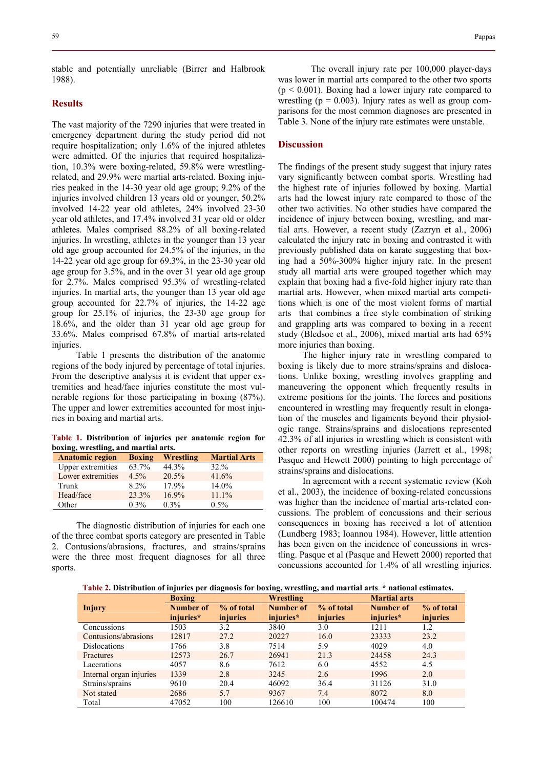stable and potentially unreliable (Birrer and Halbrook 1988).

## Results

The vast majority of the 7290 injuries that were treated in emergency department during the study period did not require hospitalization; only 1.6% of the injured athletes were admitted. Of the injuries that required hospitalization, 10.3% were boxing-related, 59.8% were wrestling-related, and 29.9% were martial arts-related. Boxing injuries peaked in the 14-30 year old age group; 9.2% of the injuries involved children 13 years old or younger, 50.2% involved 14-22 year old athletes, 24% involved 23-30 year old athletes, and 17.4% involved 31 year old or older athletes. Males comprised 88.2% of all boxing-related injuries. In wrestling, athletes in the younger than 13 year old age group accounted for 24.5% of the injuries, in the 14-22 year old age group for 69.3%, in the 23-30 year old age group for 3.5%, and in the over 31 year old age group for 2.7%. Males comprised 95.3% of wrestling-related injuries. In martial arts, the younger than 13 year old age group accounted for 22.7% of injuries, the 14-22 age group for 25.1% of injuries, the 23-30 age group for 18.6%, and the older than 31 year old age group for 33.6%. Males comprised 67.8% of martial arts-related injuries.

Table 1 presents the distribution of the anatomic regions of the body injured by percentage of total injuries. From the descriptive analysis it is evident that upper extremities and head/face injuries constitute the most vulnerable regions for those participating in boxing (87%). The upper and lower extremities accounted for most injuries in boxing and martial arts.

**Table 1. Distribution of injuries per anatomic region for boxing, wrestling, and martial arts.**

| Anatomic region | Boxing | Wrestling | Martial Arts |
|---|---|---|---|
| Upper extremities | 63.7% | 44.3% | 32.% |
| Lower extremities | 4.5% | 20.5% | 41.6% |
| Trunk | 8.2% | 17.9% | 14.0% |
| Head/face | 23.3% | 16.9% | 11.1% |
| Other | 0.3% | 0.3% | 0.5% |

The diagnostic distribution of injuries for each one of the three combat sports category are presented in Table 2. Contusions/abrasions, fractures, and strains/sprains were the three most frequent diagnoses for all three sports.

The overall injury rate per 100,000 player-days was lower in martial arts compared to the other two sports ($p < 0.001$). Boxing had a lower injury rate compared to wrestling ($p = 0.003$). Injury rates as well as group comparisons for the most common diagnoses are presented in Table 3. None of the injury rate estimates were unstable.

## Discussion

The findings of the present study suggest that injury rates vary significantly between combat sports. Wrestling had the highest rate of injuries followed by boxing. Martial arts had the lowest injury rate compared to those of the other two activities. No other studies have compared the incidence of injury between boxing, wrestling, and martial arts. However, a recent study (Zazryn et al., 2006) calculated the injury rate in boxing and contrasted it with previously published data on karate suggesting that boxing had a 50%-300% higher injury rate. In the present study all martial arts were grouped together which may explain that boxing had a five-fold higher injury rate than martial arts. However, when mixed martial arts competitions which is one of the most violent forms of martial arts that combines a free style combination of striking and grappling arts was compared to boxing in a recent study (Bledsoe et al., 2006), mixed martial arts had 65% more injuries than boxing.

The higher injury rate in wrestling compared to boxing is likely due to more strains/sprains and dislocations. Unlike boxing, wrestling involves grappling and maneuvering the opponent which frequently results in extreme positions for the joints. The forces and positions encountered in wrestling may frequently result in elongation of the muscles and ligaments beyond their physiologic range. Strains/sprains and dislocations represented 42.3% of all injuries in wrestling which is consistent with other reports on wrestling injuries (Jarrett et al., 1998; Pasque and Hewett 2000) pointing to high percentage of strains/sprains and dislocations.

In agreement with a recent systematic review (Koh et al., 2003), the incidence of boxing-related concussions was higher than the incidence of martial arts-related concussions. The problem of concussions and their serious consequences in boxing has received a lot of attention (Lundberg 1983; Ioannou 1984). However, little attention has been given on the incidence of concussions in wrestling. Pasque et al (Pasque and Hewett 2000) reported that concussions accounted for 1.4% of all wrestling injuries.

**Table 2. Distribution of injuries per diagnosis for boxing, wrestling, and martial arts**. * national estimates.

| Injury | Boxing | | Wrestling | | Martial arts | |
|---|---|---|---|---|---|---|
| | Number of injuries* | % of total injuries | Number of injuries* | % of total injuries | Number of injuries* | % of total injuries |
| Concussions | 1503 | 3.2 | 3840 | 3.0 | 1211 | 1.2 |
| Contusions/abrasions | 12817 | 27.2 | 20227 | 16.0 | 23333 | 23.2 |
| Dislocations | 1766 | 3.8 | 7514 | 5.9 | 4029 | 4.0 |
| Fractures | 12573 | 26.7 | 26941 | 21.3 | 24458 | 24.3 |
| Lacerations | 4057 | 8.6 | 7612 | 6.0 | 4552 | 4.5 |
| Internal organ injuries | 1339 | 2.8 | 3245 | 2.6 | 1996 | 2.0 |
| Strains/sprains | 9610 | 20.4 | 46092 | 36.4 | 31126 | 31.0 |
| Not stated | 2686 | 5.7 | 9367 | 7.4 | 8072 | 8.0 |
| Total | 47052 | 100 | 126610 | 100 | 100474 | 100 |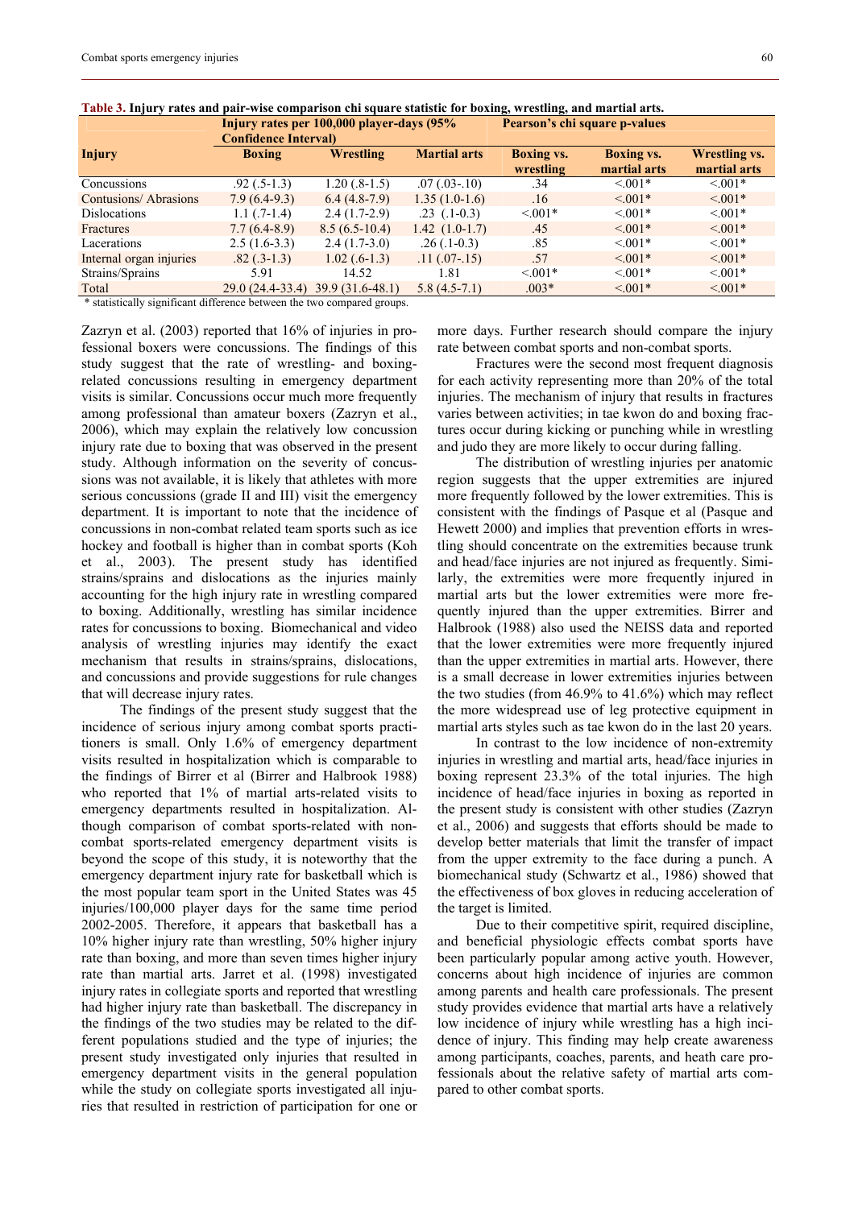**Table 3. Injury rates and pair-wise comparison chi square statistic for boxing, wrestling, and martial arts.**

| Injury | Injury rates per 100,000 player-days (95% Confidence Interval) | | | Pearson's chi square p-values | | |
|---|---|---|---|---|---|---|
| | Boxing | Wrestling | Martial arts | Boxing vs. wrestling | Boxing vs. martial arts | Wrestling vs. martial arts |
| Concussions | .92 (.5-1.3) | 1.20 (.8-1.5) | .07 (.03-.10) | .34 | <.001* | <.001* |
| Contusions/ Abrasions | 7.9 (6.4-9.3) | 6.4 (4.8-7.9) | 1.35 (1.0-1.6) | .16 | <.001* | <.001* |
| Dislocations | 1.1 (.7-1.4) | 2.4 (1.7-2.9) | .23 (.1-0.3) | <.001* | <.001* | <.001* |
| Fractures | 7.7 (6.4-8.9) | 8.5 (6.5-10.4) | 1.42 (1.0-1.7) | .45 | <.001* | <.001* |
| Lacerations | 2.5 (1.6-3.3) | 2.4 (1.7-3.0) | .26 (.1-0.3) | .85 | <.001* | <.001* |
| Internal organ injuries | .82 (.3-1.3) | 1.02 (.6-1.3) | .11 (.07-.15) | .57 | <.001* | <.001* |
| Strains/Sprains | 5.91 | 14.52 | 1.81 | <.001* | <.001* | <.001* |
| Total | 29.0 (24.4-33.4) | 39.9 (31.6-48.1) | 5.8 (4.5-7.1) | .003* | <.001* | <.001* |

\* statistically significant difference between the two compared groups.

Zazryn et al. (2003) reported that 16% of injuries in professional boxers were concussions. The findings of this study suggest that the rate of wrestling- and boxing-related concussions resulting in emergency department visits is similar. Concussions occur much more frequently among professional than amateur boxers (Zazryn et al., 2006), which may explain the relatively low concussion injury rate due to boxing that was observed in the present study. Although information on the severity of concussions was not available, it is likely that athletes with more serious concussions (grade II and III) visit the emergency department. It is important to note that the incidence of concussions in non-combat related team sports such as ice hockey and football is higher than in combat sports (Koh et al., 2003). The present study has identified strains/sprains and dislocations as the injuries mainly accounting for the high injury rate in wrestling compared to boxing. Additionally, wrestling has similar incidence rates for concussions to boxing. Biomechanical and video analysis of wrestling injuries may identify the exact mechanism that results in strains/sprains, dislocations, and concussions and provide suggestions for rule changes that will decrease injury rates.

The findings of the present study suggest that the incidence of serious injury among combat sports practitioners is small. Only 1.6% of emergency department visits resulted in hospitalization which is comparable to the findings of Birrer et al (Birrer and Halbrook 1988) who reported that 1% of martial arts-related visits to emergency departments resulted in hospitalization. Although comparison of combat sports-related with non-combat sports-related emergency department visits is beyond the scope of this study, it is noteworthy that the emergency department injury rate for basketball which is the most popular team sport in the United States was 45 injuries/100,000 player days for the same time period 2002-2005. Therefore, it appears that basketball has a 10% higher injury rate than wrestling, 50% higher injury rate than boxing, and more than seven times higher injury rate than martial arts. Jarret et al. (1998) investigated injury rates in collegiate sports and reported that wrestling had higher injury rate than basketball. The discrepancy in the findings of the two studies may be related to the different populations studied and the type of injuries; the present study investigated only injuries that resulted in emergency department visits in the general population while the study on collegiate sports investigated all injuries that resulted in restriction of participation for one or more days. Further research should compare the injury rate between combat sports and non-combat sports.

Fractures were the second most frequent diagnosis for each activity representing more than 20% of the total injuries. The mechanism of injury that results in fractures varies between activities; in tae kwon do and boxing fractures occur during kicking or punching while in wrestling and judo they are more likely to occur during falling.

The distribution of wrestling injuries per anatomic region suggests that the upper extremities are injured more frequently followed by the lower extremities. This is consistent with the findings of Pasque et al (Pasque and Hewett 2000) and implies that prevention efforts in wrestling should concentrate on the extremities because trunk and head/face injuries are not injured as frequently. Similarly, the extremities were more frequently injured in martial arts but the lower extremities were more frequently injured than the upper extremities. Birrer and Halbrook (1988) also used the NEISS data and reported that the lower extremities were more frequently injured than the upper extremities in martial arts. However, there is a small decrease in lower extremities injuries between the two studies (from 46.9% to 41.6%) which may reflect the more widespread use of leg protective equipment in martial arts styles such as tae kwon do in the last 20 years.

In contrast to the low incidence of non-extremity injuries in wrestling and martial arts, head/face injuries in boxing represent 23.3% of the total injuries. The high incidence of head/face injuries in boxing as reported in the present study is consistent with other studies (Zazryn et al., 2006) and suggests that efforts should be made to develop better materials that limit the transfer of impact from the upper extremity to the face during a punch. A biomechanical study (Schwartz et al., 1986) showed that the effectiveness of box gloves in reducing acceleration of the target is limited.

Due to their competitive spirit, required discipline, and beneficial physiologic effects combat sports have been particularly popular among active youth. However, concerns about high incidence of injuries are common among parents and health care professionals. The present study provides evidence that martial arts have a relatively low incidence of injury while wrestling has a high incidence of injury. This finding may help create awareness among participants, coaches, parents, and heath care professionals about the relative safety of martial arts compared to other combat sports.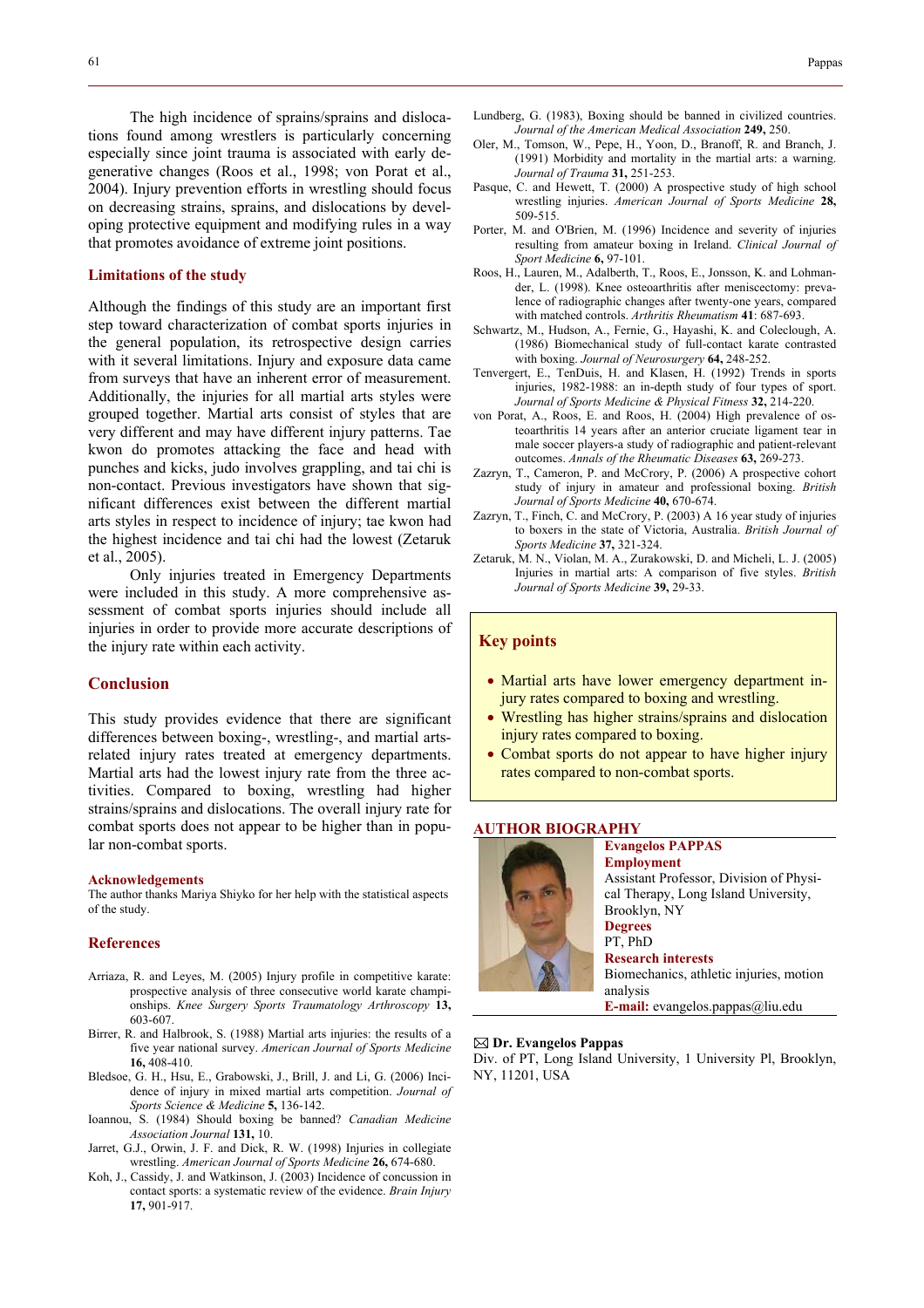The high incidence of sprains/sprains and dislocations found among wrestlers is particularly concerning especially since joint trauma is associated with early degenerative changes (Roos et al., 1998; von Porat et al., 2004). Injury prevention efforts in wrestling should focus on decreasing strains, sprains, and dislocations by developing protective equipment and modifying rules in a way that promotes avoidance of extreme joint positions.

### Limitations of the study

Although the findings of this study are an important first step toward characterization of combat sports injuries in the general population, its retrospective design carries with it several limitations. Injury and exposure data came from surveys that have an inherent error of measurement. Additionally, the injuries for all martial arts styles were grouped together. Martial arts consist of styles that are very different and may have different injury patterns. Tae kwon do promotes attacking the face and head with punches and kicks, judo involves grappling, and tai chi is non-contact. Previous investigators have shown that significant differences exist between the different martial arts styles in respect to incidence of injury; tae kwon had the highest incidence and tai chi had the lowest (Zetaruk et al., 2005).

Only injuries treated in Emergency Departments were included in this study. A more comprehensive assessment of combat sports injuries should include all injuries in order to provide more accurate descriptions of the injury rate within each activity.

## Conclusion

This study provides evidence that there are significant differences between boxing-, wrestling-, and martial arts-related injury rates treated at emergency departments. Martial arts had the lowest injury rate from the three activities. Compared to boxing, wrestling had higher strains/sprains and dislocations. The overall injury rate for combat sports does not appear to be higher than in popular non-combat sports.

### Acknowledgements

The author thanks Mariya Shiyko for her help with the statistical aspects of the study.

## References

Arriaza, R. and Leyes, M. (2005) Injury profile in competitive karate: prospective analysis of three consecutive world karate championships. *Knee Surgery Sports Traumatology Arthroscopy* **13,** 603-607.

Birrer, R. and Halbrook, S. (1988) Martial arts injuries: the results of a five year national survey. *American Journal of Sports Medicine* **16,** 408-410.

Bledsoe, G. H., Hsu, E., Grabowski, J., Brill, J. and Li, G. (2006) Incidence of injury in mixed martial arts competition. *Journal of Sports Science & Medicine* **5,** 136-142.

Ioannou, S. (1984) Should boxing be banned? *Canadian Medicine Association Journal* **131,** 10.

Jarret, G.J., Orwin, J. F. and Dick, R. W. (1998) Injuries in collegiate wrestling. *American Journal of Sports Medicine* **26,** 674-680.

Koh, J., Cassidy, J. and Watkinson, J. (2003) Incidence of concussion in contact sports: a systematic review of the evidence. *Brain Injury* **17,** 901-917.

Lundberg, G. (1983), Boxing should be banned in civilized countries. *Journal of the American Medical Association* **249,** 250.

Oler, M., Tomson, W., Pepe, H., Yoon, D., Branoff, R. and Branch, J. (1991) Morbidity and mortality in the martial arts: a warning. *Journal of Trauma* **31,** 251-253.

Pasque, C. and Hewett, T. (2000) A prospective study of high school wrestling injuries. *American Journal of Sports Medicine* **28,** 509-515.

Porter, M. and O'Brien, M. (1996) Incidence and severity of injuries resulting from amateur boxing in Ireland. *Clinical Journal of Sport Medicine* **6,** 97-101.

Roos, H., Lauren, M., Adalberth, T., Roos, E., Jonsson, K. and Lohmander, L. (1998). Knee osteoarthritis after meniscectomy: prevalence of radiographic changes after twenty-one years, compared with matched controls. *Arthritis Rheumatism* **41**: 687-693.

Schwartz, M., Hudson, A., Fernie, G., Hayashi, K. and Coleclough, A. (1986) Biomechanical study of full-contact karate contrasted with boxing. *Journal of Neurosurgery* **64,** 248-252.

Tenvergert, E., TenDuis, H. and Klasen, H. (1992) Trends in sports injuries, 1982-1988: an in-depth study of four types of sport. *Journal of Sports Medicine & Physical Fitness* **32,** 214-220.

von Porat, A., Roos, E. and Roos, H. (2004) High prevalence of osteoarthritis 14 years after an anterior cruciate ligament tear in male soccer players-a study of radiographic and patient-relevant outcomes. *Annals of the Rheumatic Diseases* **63,** 269-273.

Zazryn, T., Cameron, P. and McCrory, P. (2006) A prospective cohort study of injury in amateur and professional boxing. *British Journal of Sports Medicine* **40,** 670-674.

Zazryn, T., Finch, C. and McCrory, P. (2003) A 16 year study of injuries to boxers in the state of Victoria, Australia. *British Journal of Sports Medicine* **37,** 321-324.

Zetaruk, M. N., Violan, M. A., Zurakowski, D. and Micheli, L. J. (2005) Injuries in martial arts: A comparison of five styles. *British Journal of Sports Medicine* **39,** 29-33.

## Key points

- Martial arts have lower emergency department injury rates compared to boxing and wrestling.
- Wrestling has higher strains/sprains and dislocation injury rates compared to boxing.
- Combat sports do not appear to have higher injury rates compared to non-combat sports.

## AUTHOR BIOGRAPHY

**Evangelos PAPPAS**
**Employment**
Assistant Professor, Division of Physical Therapy, Long Island University, Brooklyn, NY
**Degrees**
PT, PhD
**Research interests**
Biomechanics, athletic injuries, motion analysis
**E-mail:** evangelos.pappas@liu.edu

✉ **Dr. Evangelos Pappas**
Div. of PT, Long Island University, 1 University Pl, Brooklyn, NY, 11201, USA